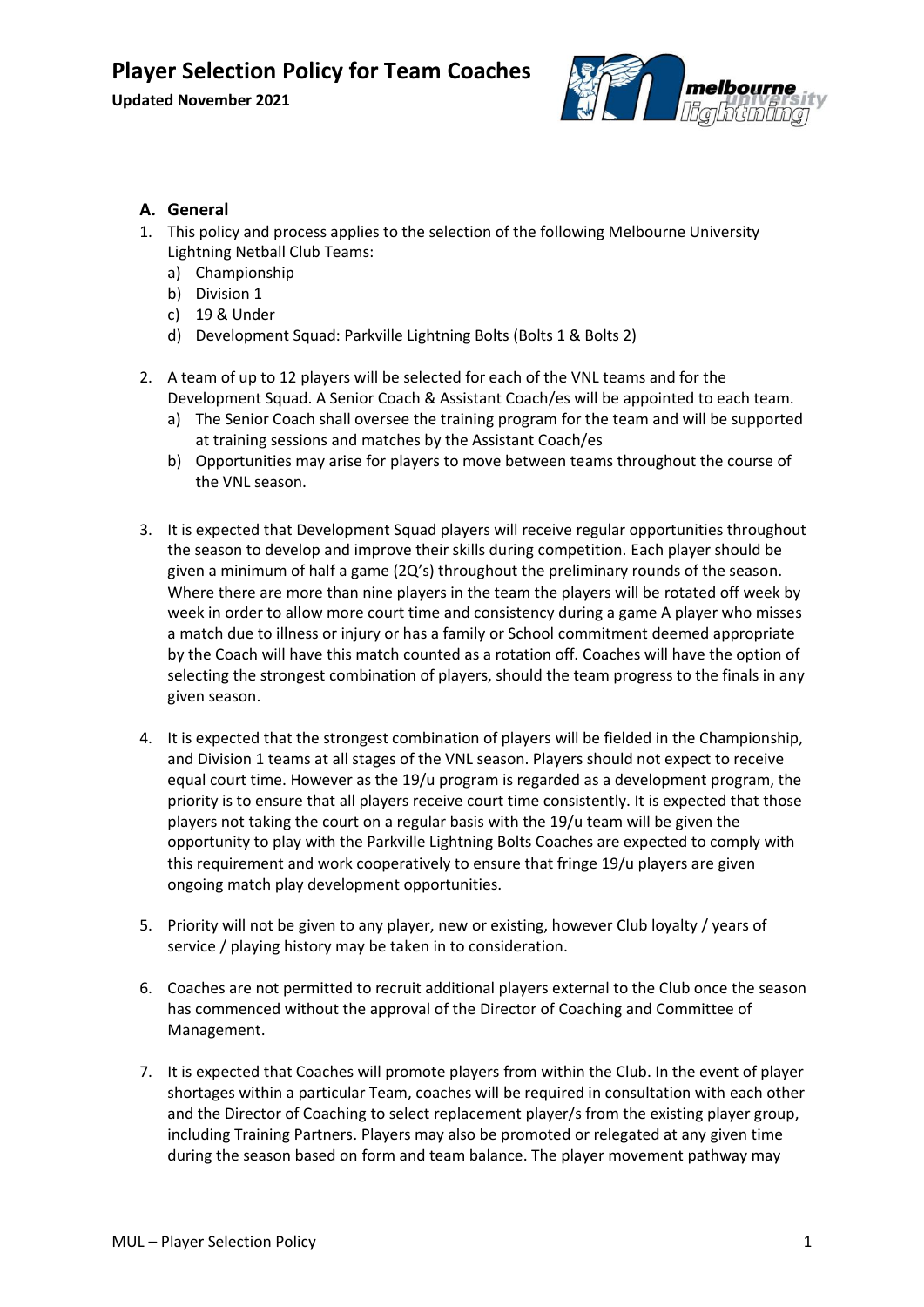# Player Selection Policy for Team Coaches

**Updated November 2021**

## A. General

1. This policy and process applies to the selection of the following Melbourne University Lightning Netball Club Teams:
   a) Championship
   b) Division 1
   c) 19 & Under
   d) Development Squad: Parkville Lightning Bolts (Bolts 1 & Bolts 2)

2. A team of up to 12 players will be selected for each of the VNL teams and for the Development Squad. A Senior Coach & Assistant Coach/es will be appointed to each team.
   a) The Senior Coach shall oversee the training program for the team and will be supported at training sessions and matches by the Assistant Coach/es
   b) Opportunities may arise for players to move between teams throughout the course of the VNL season.

3. It is expected that Development Squad players will receive regular opportunities throughout the season to develop and improve their skills during competition. Each player should be given a minimum of half a game (2Q's) throughout the preliminary rounds of the season. Where there are more than nine players in the team the players will be rotated off week by week in order to allow more court time and consistency during a game A player who misses a match due to illness or injury or has a family or School commitment deemed appropriate by the Coach will have this match counted as a rotation off. Coaches will have the option of selecting the strongest combination of players, should the team progress to the finals in any given season.

4. It is expected that the strongest combination of players will be fielded in the Championship, and Division 1 teams at all stages of the VNL season. Players should not expect to receive equal court time. However as the 19/u program is regarded as a development program, the priority is to ensure that all players receive court time consistently. It is expected that those players not taking the court on a regular basis with the 19/u team will be given the opportunity to play with the Parkville Lightning Bolts Coaches are expected to comply with this requirement and work cooperatively to ensure that fringe 19/u players are given ongoing match play development opportunities.

5. Priority will not be given to any player, new or existing, however Club loyalty / years of service / playing history may be taken in to consideration.

6. Coaches are not permitted to recruit additional players external to the Club once the season has commenced without the approval of the Director of Coaching and Committee of Management.

7. It is expected that Coaches will promote players from within the Club. In the event of player shortages within a particular Team, coaches will be required in consultation with each other and the Director of Coaching to select replacement player/s from the existing player group, including Training Partners. Players may also be promoted or relegated at any given time during the season based on form and team balance. The player movement pathway may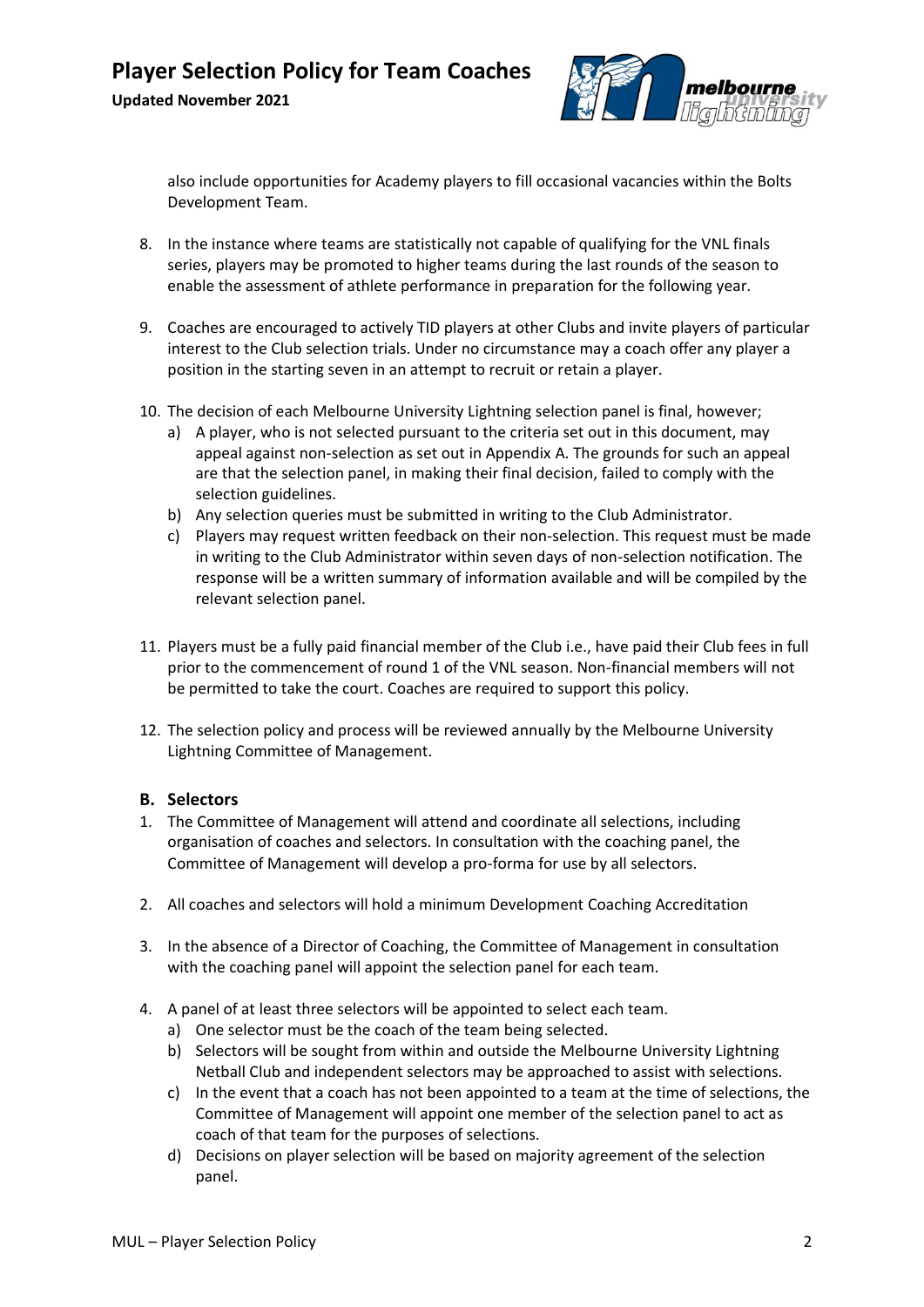also include opportunities for Academy players to fill occasional vacancies within the Bolts Development Team.

8. In the instance where teams are statistically not capable of qualifying for the VNL finals series, players may be promoted to higher teams during the last rounds of the season to enable the assessment of athlete performance in preparation for the following year.

9. Coaches are encouraged to actively TID players at other Clubs and invite players of particular interest to the Club selection trials. Under no circumstance may a coach offer any player a position in the starting seven in an attempt to recruit or retain a player.

10. The decision of each Melbourne University Lightning selection panel is final, however;
    a) A player, who is not selected pursuant to the criteria set out in this document, may appeal against non-selection as set out in Appendix A. The grounds for such an appeal are that the selection panel, in making their final decision, failed to comply with the selection guidelines.
    b) Any selection queries must be submitted in writing to the Club Administrator.
    c) Players may request written feedback on their non-selection. This request must be made in writing to the Club Administrator within seven days of non-selection notification. The response will be a written summary of information available and will be compiled by the relevant selection panel.

11. Players must be a fully paid financial member of the Club i.e., have paid their Club fees in full prior to the commencement of round 1 of the VNL season. Non-financial members will not be permitted to take the court. Coaches are required to support this policy.

12. The selection policy and process will be reviewed annually by the Melbourne University Lightning Committee of Management.

## B. Selectors

1. The Committee of Management will attend and coordinate all selections, including organisation of coaches and selectors. In consultation with the coaching panel, the Committee of Management will develop a pro-forma for use by all selectors.

2. All coaches and selectors will hold a minimum Development Coaching Accreditation

3. In the absence of a Director of Coaching, the Committee of Management in consultation with the coaching panel will appoint the selection panel for each team.

4. A panel of at least three selectors will be appointed to select each team.
    a) One selector must be the coach of the team being selected.
    b) Selectors will be sought from within and outside the Melbourne University Lightning Netball Club and independent selectors may be approached to assist with selections.
    c) In the event that a coach has not been appointed to a team at the time of selections, the Committee of Management will appoint one member of the selection panel to act as coach of that team for the purposes of selections.
    d) Decisions on player selection will be based on majority agreement of the selection panel.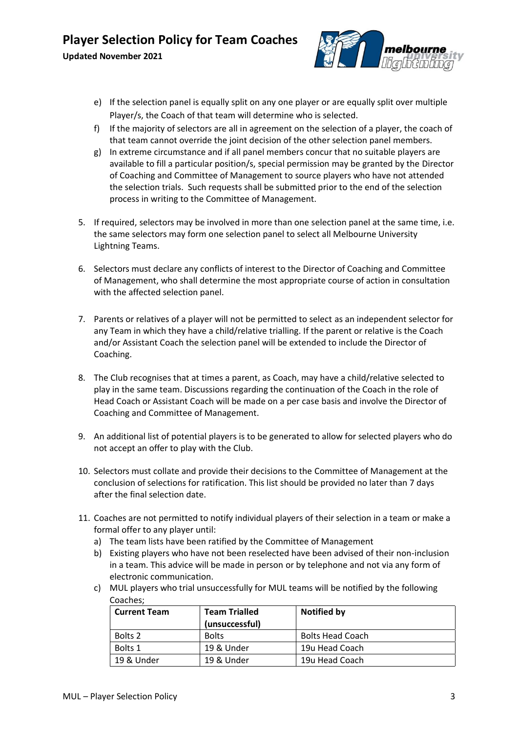e) If the selection panel is equally split on any one player or are equally split over multiple Player/s, the Coach of that team will determine who is selected.

f) If the majority of selectors are all in agreement on the selection of a player, the coach of that team cannot override the joint decision of the other selection panel members.

g) In extreme circumstance and if all panel members concur that no suitable players are available to fill a particular position/s, special permission may be granted by the Director of Coaching and Committee of Management to source players who have not attended the selection trials. Such requests shall be submitted prior to the end of the selection process in writing to the Committee of Management.

5. If required, selectors may be involved in more than one selection panel at the same time, i.e. the same selectors may form one selection panel to select all Melbourne University Lightning Teams.

6. Selectors must declare any conflicts of interest to the Director of Coaching and Committee of Management, who shall determine the most appropriate course of action in consultation with the affected selection panel.

7. Parents or relatives of a player will not be permitted to select as an independent selector for any Team in which they have a child/relative trialling. If the parent or relative is the Coach and/or Assistant Coach the selection panel will be extended to include the Director of Coaching.

8. The Club recognises that at times a parent, as Coach, may have a child/relative selected to play in the same team. Discussions regarding the continuation of the Coach in the role of Head Coach or Assistant Coach will be made on a per case basis and involve the Director of Coaching and Committee of Management.

9. An additional list of potential players is to be generated to allow for selected players who do not accept an offer to play with the Club.

10. Selectors must collate and provide their decisions to the Committee of Management at the conclusion of selections for ratification. This list should be provided no later than 7 days after the final selection date.

11. Coaches are not permitted to notify individual players of their selection in a team or make a formal offer to any player until:
    a) The team lists have been ratified by the Committee of Management
    b) Existing players who have not been reselected have been advised of their non-inclusion in a team. This advice will be made in person or by telephone and not via any form of electronic communication.
    c) MUL players who trial unsuccessfully for MUL teams will be notified by the following Coaches;

| Current Team | Team Trialled (unsuccessful) | Notified by |
|---|---|---|
| Bolts 2 | Bolts | Bolts Head Coach |
| Bolts 1 | 19 & Under | 19u Head Coach |
| 19 & Under | 19 & Under | 19u Head Coach |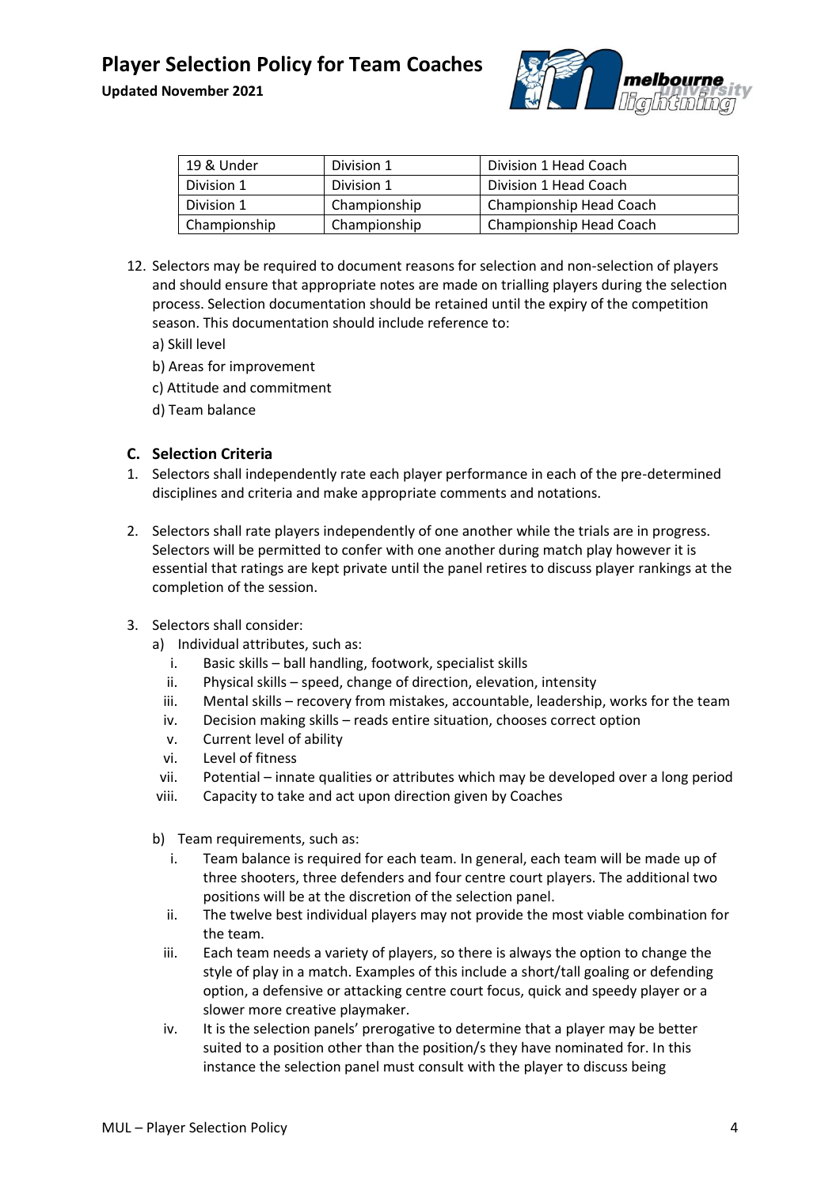| 19 & Under | Division 1 | Division 1 Head Coach |
|---|---|---|
| Division 1 | Division 1 | Division 1 Head Coach |
| Division 1 | Championship | Championship Head Coach |
| Championship | Championship | Championship Head Coach |

12. Selectors may be required to document reasons for selection and non-selection of players and should ensure that appropriate notes are made on trialling players during the selection process. Selection documentation should be retained until the expiry of the competition season. This documentation should include reference to:

    a) Skill level

    b) Areas for improvement

    c) Attitude and commitment

    d) Team balance

### C. Selection Criteria

1. Selectors shall independently rate each player performance in each of the pre-determined disciplines and criteria and make appropriate comments and notations.

2. Selectors shall rate players independently of one another while the trials are in progress. Selectors will be permitted to confer with one another during match play however it is essential that ratings are kept private until the panel retires to discuss player rankings at the completion of the session.

3. Selectors shall consider:
   a) Individual attributes, such as:
      i. Basic skills – ball handling, footwork, specialist skills
      ii. Physical skills – speed, change of direction, elevation, intensity
      iii. Mental skills – recovery from mistakes, accountable, leadership, works for the team
      iv. Decision making skills – reads entire situation, chooses correct option
      v. Current level of ability
      vi. Level of fitness
      vii. Potential – innate qualities or attributes which may be developed over a long period
      viii. Capacity to take and act upon direction given by Coaches

   b) Team requirements, such as:
      i. Team balance is required for each team. In general, each team will be made up of three shooters, three defenders and four centre court players. The additional two positions will be at the discretion of the selection panel.
      ii. The twelve best individual players may not provide the most viable combination for the team.
      iii. Each team needs a variety of players, so there is always the option to change the style of play in a match. Examples of this include a short/tall goaling or defending option, a defensive or attacking centre court focus, quick and speedy player or a slower more creative playmaker.
      iv. It is the selection panels' prerogative to determine that a player may be better suited to a position other than the position/s they have nominated for. In this instance the selection panel must consult with the player to discuss being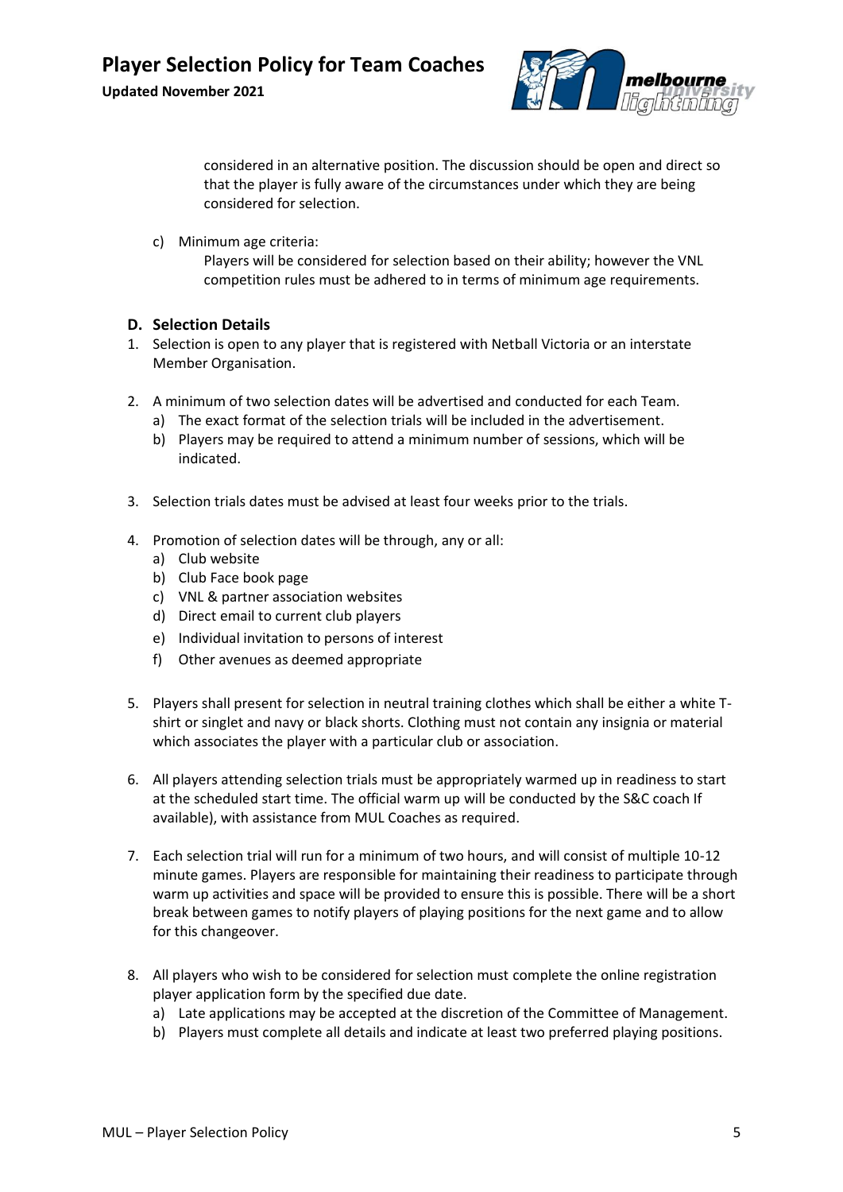considered in an alternative position. The discussion should be open and direct so that the player is fully aware of the circumstances under which they are being considered for selection.

c) Minimum age criteria:
   Players will be considered for selection based on their ability; however the VNL competition rules must be adhered to in terms of minimum age requirements.

### D. Selection Details

1. Selection is open to any player that is registered with Netball Victoria or an interstate Member Organisation.

2. A minimum of two selection dates will be advertised and conducted for each Team.
   a) The exact format of the selection trials will be included in the advertisement.
   b) Players may be required to attend a minimum number of sessions, which will be indicated.

3. Selection trials dates must be advised at least four weeks prior to the trials.

4. Promotion of selection dates will be through, any or all:
   a) Club website
   b) Club Face book page
   c) VNL & partner association websites
   d) Direct email to current club players
   e) Individual invitation to persons of interest
   f) Other avenues as deemed appropriate

5. Players shall present for selection in neutral training clothes which shall be either a white T-shirt or singlet and navy or black shorts. Clothing must not contain any insignia or material which associates the player with a particular club or association.

6. All players attending selection trials must be appropriately warmed up in readiness to start at the scheduled start time. The official warm up will be conducted by the S&C coach If available), with assistance from MUL Coaches as required.

7. Each selection trial will run for a minimum of two hours, and will consist of multiple 10-12 minute games. Players are responsible for maintaining their readiness to participate through warm up activities and space will be provided to ensure this is possible. There will be a short break between games to notify players of playing positions for the next game and to allow for this changeover.

8. All players who wish to be considered for selection must complete the online registration player application form by the specified due date.
   a) Late applications may be accepted at the discretion of the Committee of Management.
   b) Players must complete all details and indicate at least two preferred playing positions.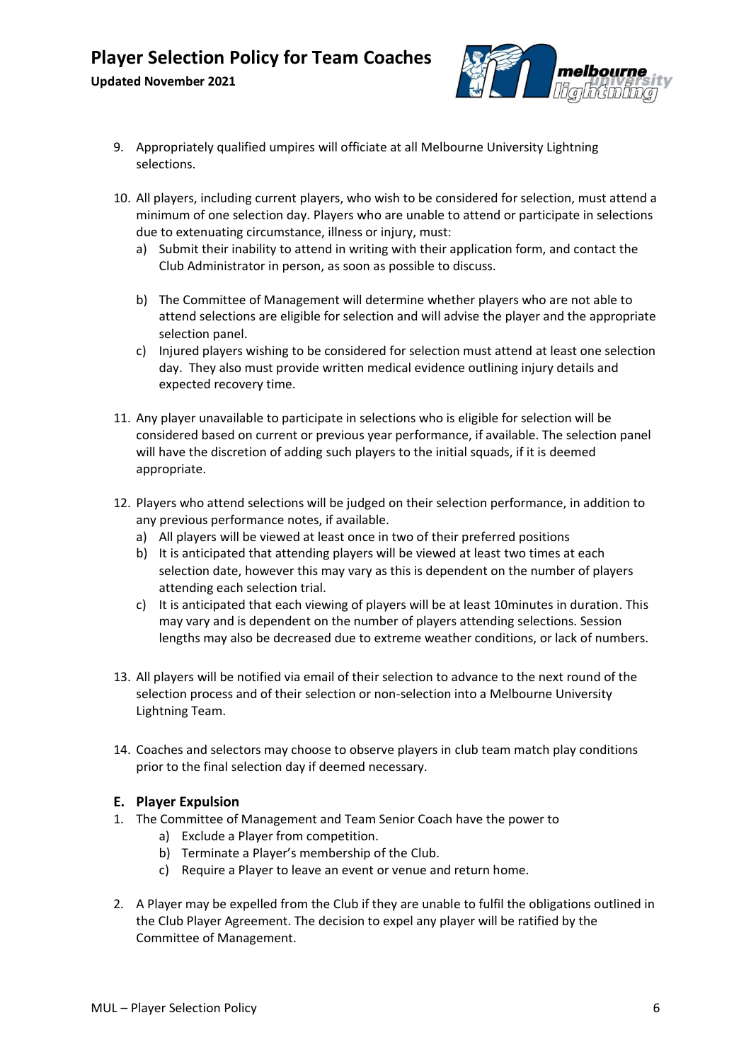9. Appropriately qualified umpires will officiate at all Melbourne University Lightning selections.

10. All players, including current players, who wish to be considered for selection, must attend a minimum of one selection day. Players who are unable to attend or participate in selections due to extenuating circumstance, illness or injury, must:
    a) Submit their inability to attend in writing with their application form, and contact the Club Administrator in person, as soon as possible to discuss.
    b) The Committee of Management will determine whether players who are not able to attend selections are eligible for selection and will advise the player and the appropriate selection panel.
    c) Injured players wishing to be considered for selection must attend at least one selection day. They also must provide written medical evidence outlining injury details and expected recovery time.

11. Any player unavailable to participate in selections who is eligible for selection will be considered based on current or previous year performance, if available. The selection panel will have the discretion of adding such players to the initial squads, if it is deemed appropriate.

12. Players who attend selections will be judged on their selection performance, in addition to any previous performance notes, if available.
    a) All players will be viewed at least once in two of their preferred positions
    b) It is anticipated that attending players will be viewed at least two times at each selection date, however this may vary as this is dependent on the number of players attending each selection trial.
    c) It is anticipated that each viewing of players will be at least 10minutes in duration. This may vary and is dependent on the number of players attending selections. Session lengths may also be decreased due to extreme weather conditions, or lack of numbers.

13. All players will be notified via email of their selection to advance to the next round of the selection process and of their selection or non-selection into a Melbourne University Lightning Team.

14. Coaches and selectors may choose to observe players in club team match play conditions prior to the final selection day if deemed necessary.

## E. Player Expulsion

1. The Committee of Management and Team Senior Coach have the power to
    a) Exclude a Player from competition.
    b) Terminate a Player's membership of the Club.
    c) Require a Player to leave an event or venue and return home.

2. A Player may be expelled from the Club if they are unable to fulfil the obligations outlined in the Club Player Agreement. The decision to expel any player will be ratified by the Committee of Management.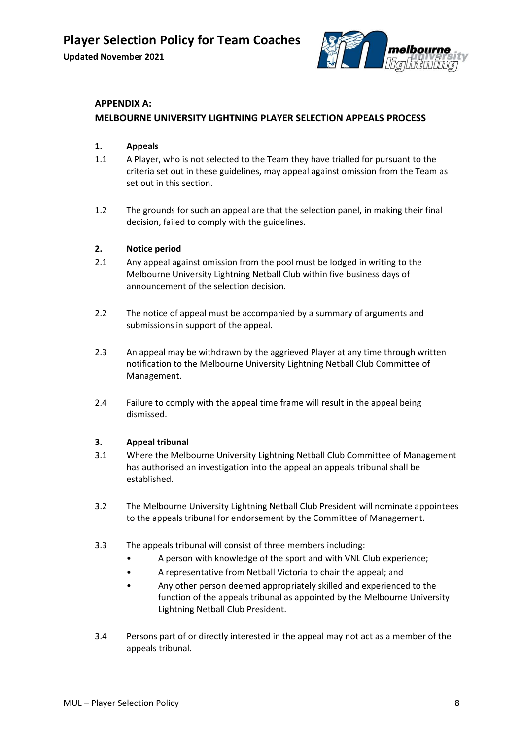## APPENDIX A:
## MELBOURNE UNIVERSITY LIGHTNING PLAYER SELECTION APPEALS PROCESS

### 1. Appeals

1.1 A Player, who is not selected to the Team they have trialled for pursuant to the criteria set out in these guidelines, may appeal against omission from the Team as set out in this section.

1.2 The grounds for such an appeal are that the selection panel, in making their final decision, failed to comply with the guidelines.

### 2. Notice period

2.1 Any appeal against omission from the pool must be lodged in writing to the Melbourne University Lightning Netball Club within five business days of announcement of the selection decision.

2.2 The notice of appeal must be accompanied by a summary of arguments and submissions in support of the appeal.

2.3 An appeal may be withdrawn by the aggrieved Player at any time through written notification to the Melbourne University Lightning Netball Club Committee of Management.

2.4 Failure to comply with the appeal time frame will result in the appeal being dismissed.

### 3. Appeal tribunal

3.1 Where the Melbourne University Lightning Netball Club Committee of Management has authorised an investigation into the appeal an appeals tribunal shall be established.

3.2 The Melbourne University Lightning Netball Club President will nominate appointees to the appeals tribunal for endorsement by the Committee of Management.

3.3 The appeals tribunal will consist of three members including:

- A person with knowledge of the sport and with VNL Club experience;
- A representative from Netball Victoria to chair the appeal; and
- Any other person deemed appropriately skilled and experienced to the function of the appeals tribunal as appointed by the Melbourne University Lightning Netball Club President.

3.4 Persons part of or directly interested in the appeal may not act as a member of the appeals tribunal.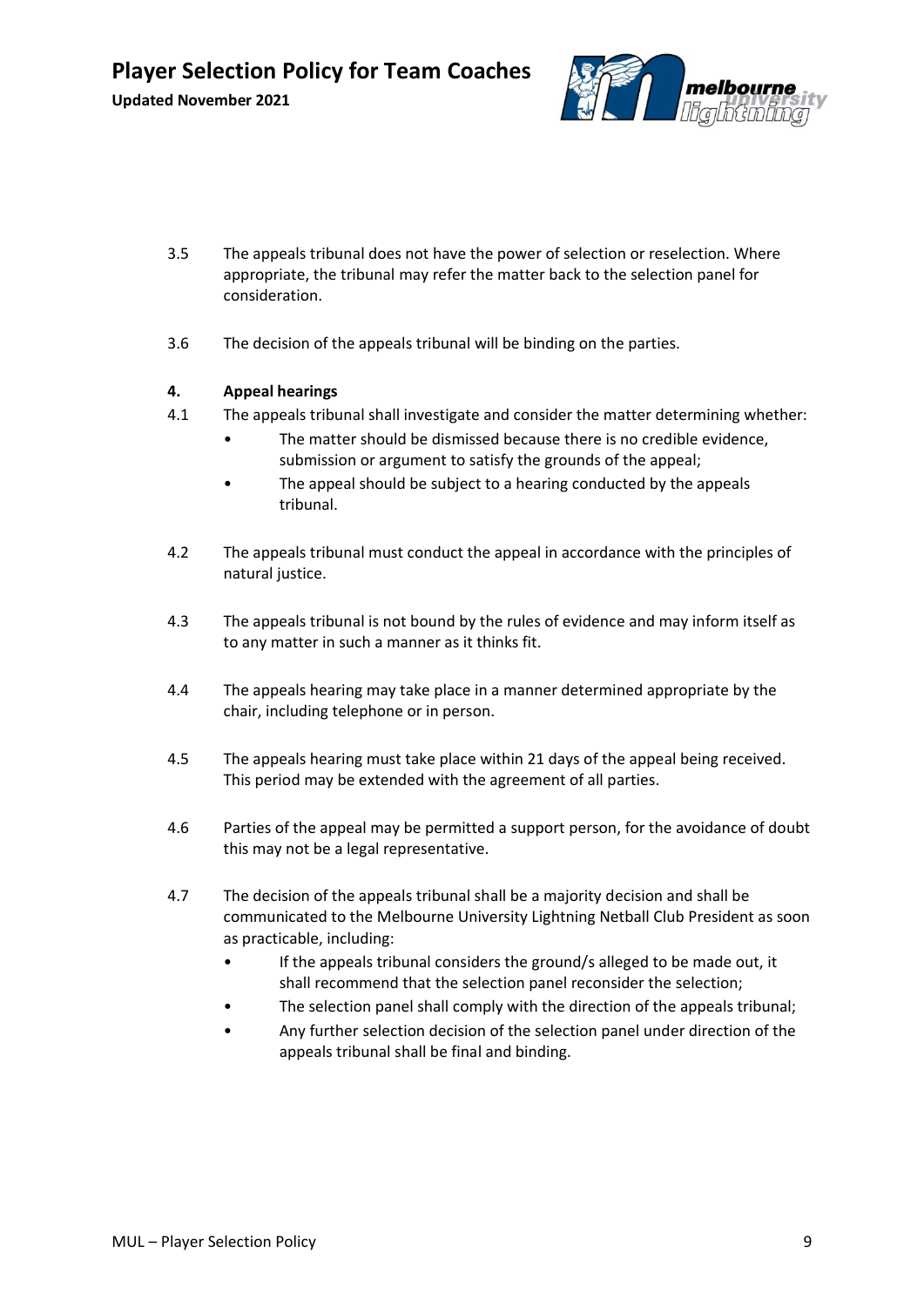3.5 The appeals tribunal does not have the power of selection or reselection. Where appropriate, the tribunal may refer the matter back to the selection panel for consideration.

3.6 The decision of the appeals tribunal will be binding on the parties.

**4. Appeal hearings**

4.1 The appeals tribunal shall investigate and consider the matter determining whether:

- The matter should be dismissed because there is no credible evidence, submission or argument to satisfy the grounds of the appeal;
- The appeal should be subject to a hearing conducted by the appeals tribunal.

4.2 The appeals tribunal must conduct the appeal in accordance with the principles of natural justice.

4.3 The appeals tribunal is not bound by the rules of evidence and may inform itself as to any matter in such a manner as it thinks fit.

4.4 The appeals hearing may take place in a manner determined appropriate by the chair, including telephone or in person.

4.5 The appeals hearing must take place within 21 days of the appeal being received. This period may be extended with the agreement of all parties.

4.6 Parties of the appeal may be permitted a support person, for the avoidance of doubt this may not be a legal representative.

4.7 The decision of the appeals tribunal shall be a majority decision and shall be communicated to the Melbourne University Lightning Netball Club President as soon as practicable, including:

- If the appeals tribunal considers the ground/s alleged to be made out, it shall recommend that the selection panel reconsider the selection;
- The selection panel shall comply with the direction of the appeals tribunal;
- Any further selection decision of the selection panel under direction of the appeals tribunal shall be final and binding.